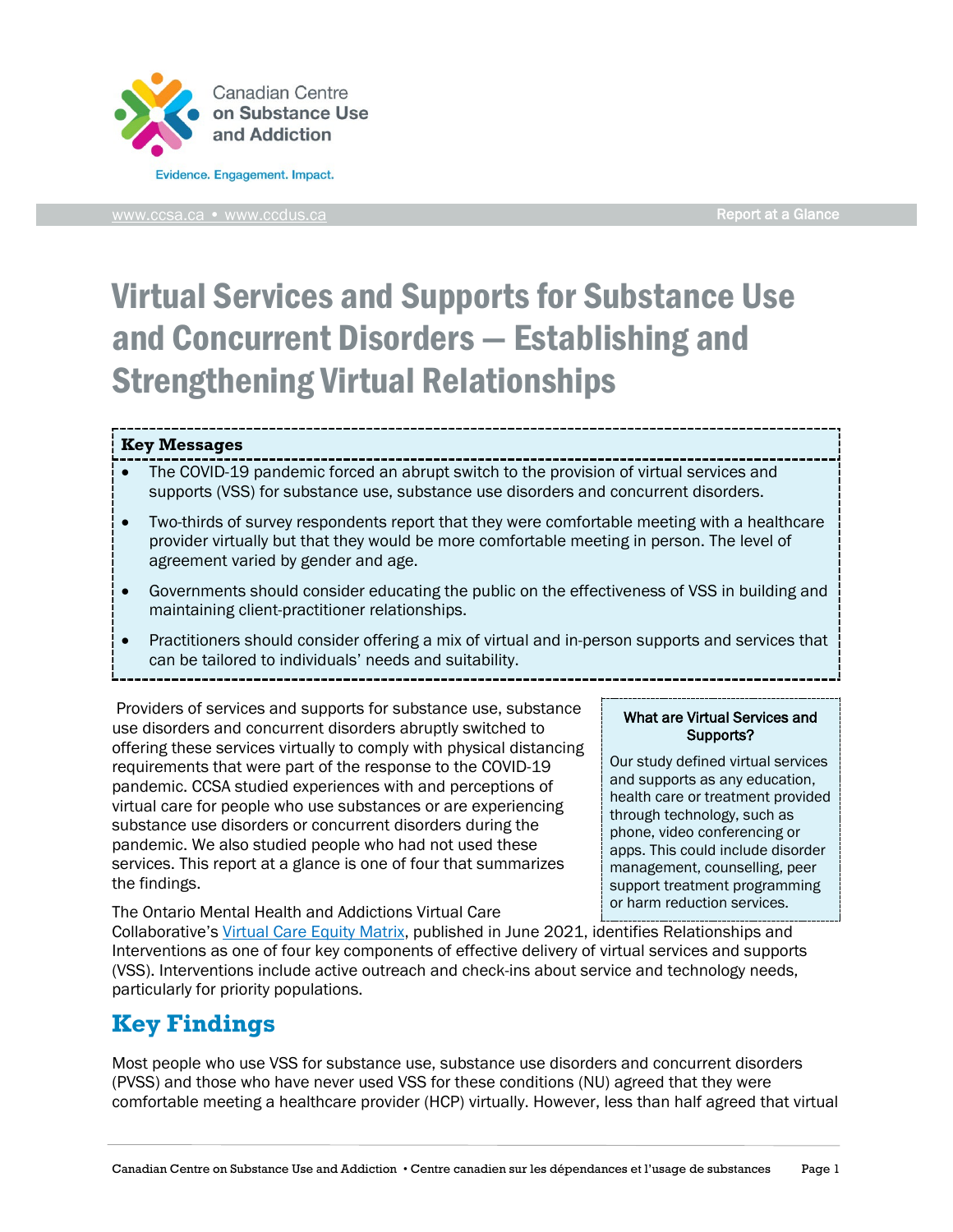Canadian Centre on Substance Use and Addiction

Evidence. Engagement. Impact.

www.ccsa.ca • www.ccdus.ca

Report at a Glance

# Virtual Services and Supports for Substance Use and Concurrent Disorders — Establishing and Strengthening Virtual Relationships

**Key Messages**

- The COVID-19 pandemic forced an abrupt switch to the provision of virtual services and supports (VSS) for substance use, substance use disorders and concurrent disorders.
- Two-thirds of survey respondents report that they were comfortable meeting with a healthcare provider virtually but that they would be more comfortable meeting in person. The level of agreement varied by gender and age.
- Governments should consider educating the public on the effectiveness of VSS in building and maintaining client-practitioner relationships.
- Practitioners should consider offering a mix of virtual and in-person supports and services that can be tailored to individuals' needs and suitability.

Providers of services and supports for substance use, substance use disorders and concurrent disorders abruptly switched to offering these services virtually to comply with physical distancing requirements that were part of the response to the COVID-19 pandemic. CCSA studied experiences with and perceptions of virtual care for people who use substances or are experiencing substance use disorders or concurrent disorders during the pandemic. We also studied people who had not used these services. This report at a glance is one of four that summarizes the findings.

**What are Virtual Services and Supports?**

Our study defined virtual services and supports as any education, health care or treatment provided through technology, such as phone, video conferencing or apps. This could include disorder management, counselling, peer support treatment programming or harm reduction services.

The Ontario Mental Health and Addictions Virtual Care Collaborative's Virtual Care Equity Matrix, published in June 2021, identifies Relationships and Interventions as one of four key components of effective delivery of virtual services and supports (VSS). Interventions include active outreach and check-ins about service and technology needs, particularly for priority populations.

## Key Findings

Most people who use VSS for substance use, substance use disorders and concurrent disorders (PVSS) and those who have never used VSS for these conditions (NU) agreed that they were comfortable meeting a healthcare provider (HCP) virtually. However, less than half agreed that virtual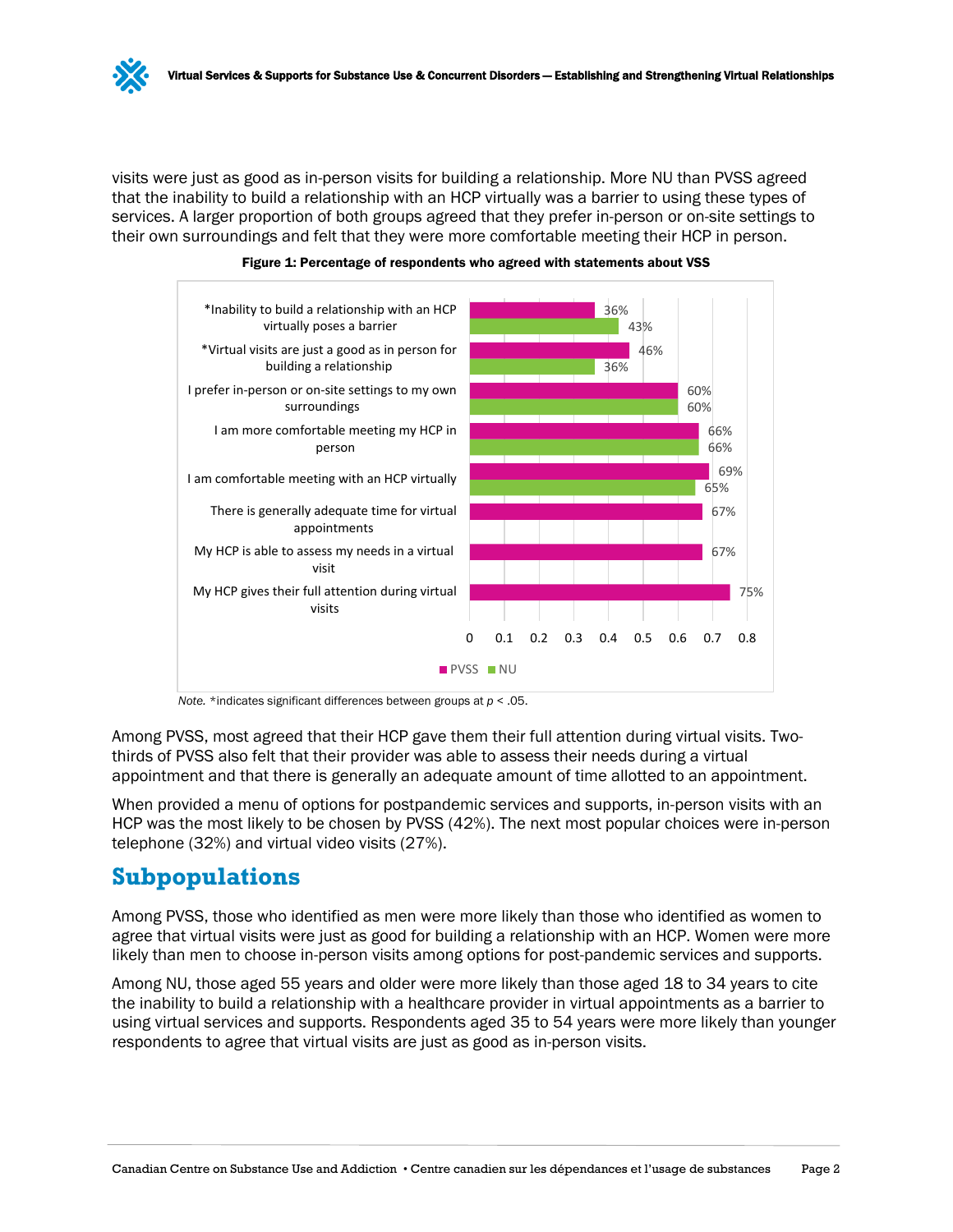visits were just as good as in-person visits for building a relationship. More NU than PVSS agreed that the inability to build a relationship with an HCP virtually was a barrier to using these types of services. A larger proportion of both groups agreed that they prefer in-person or on-site settings to their own surroundings and felt that they were more comfortable meeting their HCP in person.

**Figure 1: Percentage of respondents who agreed with statements about VSS**

| Statement | PVSS | NU |
|---|---|---|
| *Inability to build a relationship with an HCP virtually poses a barrier | 36% | 43% |
| *Virtual visits are just a good as in person for building a relationship | 46% | 36% |
| I prefer in-person or on-site settings to my own surroundings | 60% | 60% |
| I am more comfortable meeting my HCP in person | 66% | 66% |
| I am comfortable meeting with an HCP virtually | 69% | 65% |
| There is generally adequate time for virtual appointments | 67% | |
| My HCP is able to assess my needs in a virtual visit | 67% | |
| My HCP gives their full attention during virtual visits | 75% | |

*Note.* *indicates significant differences between groups at $p < .05$.

Among PVSS, most agreed that their HCP gave them their full attention during virtual visits. Two-thirds of PVSS also felt that their provider was able to assess their needs during a virtual appointment and that there is generally an adequate amount of time allotted to an appointment.

When provided a menu of options for postpandemic services and supports, in-person visits with an HCP was the most likely to be chosen by PVSS (42%). The next most popular choices were in-person telephone (32%) and virtual video visits (27%).

## Subpopulations

Among PVSS, those who identified as men were more likely than those who identified as women to agree that virtual visits were just as good for building a relationship with an HCP. Women were more likely than men to choose in-person visits among options for post-pandemic services and supports.

Among NU, those aged 55 years and older were more likely than those aged 18 to 34 years to cite the inability to build a relationship with a healthcare provider in virtual appointments as a barrier to using virtual services and supports. Respondents aged 35 to 54 years were more likely than younger respondents to agree that virtual visits are just as good as in-person visits.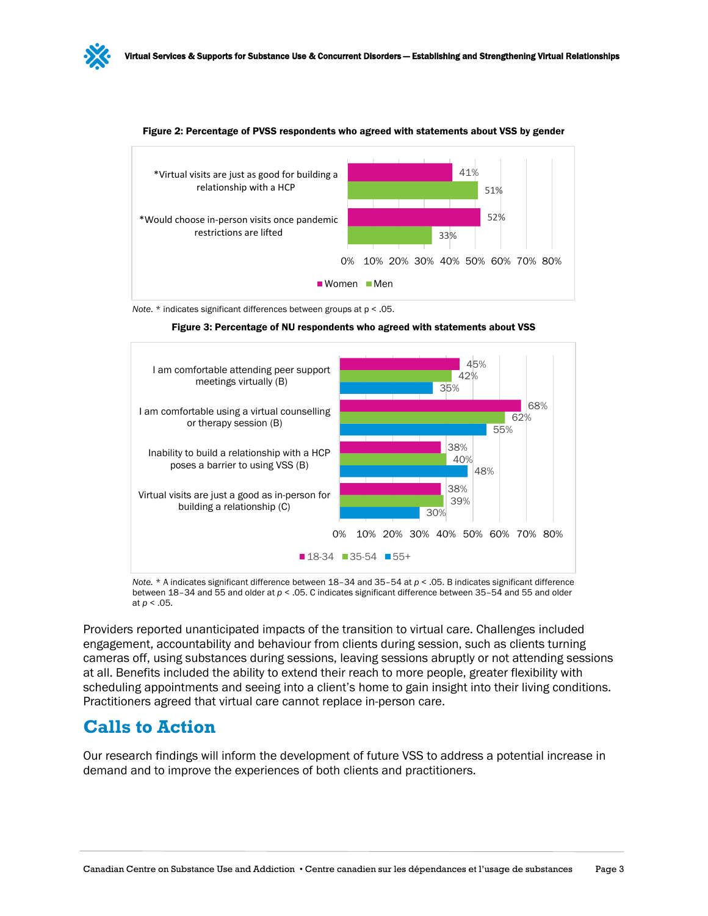**Figure 2: Percentage of PVSS respondents who agreed with statements about VSS by gender**

| Statement | Women | Men |
|---|---|---|
| *Virtual visits are just as good for building a relationship with a HCP | 41% | 51% |
| *Would choose in-person visits once pandemic restrictions are lifted | 52% | 33% |

*Note.* * indicates significant differences between groups at p < .05.

**Figure 3: Percentage of NU respondents who agreed with statements about VSS**

| Statement | 18-34 | 35-54 | 55+ |
|---|---|---|---|
| I am comfortable attending peer support meetings virtually (B) | 45% | 42% | 35% |
| I am comfortable using a virtual counselling or therapy session (B) | 68% | 62% | 55% |
| Inability to build a relationship with a HCP poses a barrier to using VSS (B) | 38% | 40% | 48% |
| Virtual visits are just a good as in-person for building a relationship (C) | 38% | 39% | 30% |

*Note.* * A indicates significant difference between 18–34 and 35–54 at $p < .05$. B indicates significant difference between 18–34 and 55 and older at $p < .05$. C indicates significant difference between 35–54 and 55 and older at $p < .05$.

Providers reported unanticipated impacts of the transition to virtual care. Challenges included engagement, accountability and behaviour from clients during session, such as clients turning cameras off, using substances during sessions, leaving sessions abruptly or not attending sessions at all. Benefits included the ability to extend their reach to more people, greater flexibility with scheduling appointments and seeing into a client's home to gain insight into their living conditions. Practitioners agreed that virtual care cannot replace in-person care.

## Calls to Action

Our research findings will inform the development of future VSS to address a potential increase in demand and to improve the experiences of both clients and practitioners.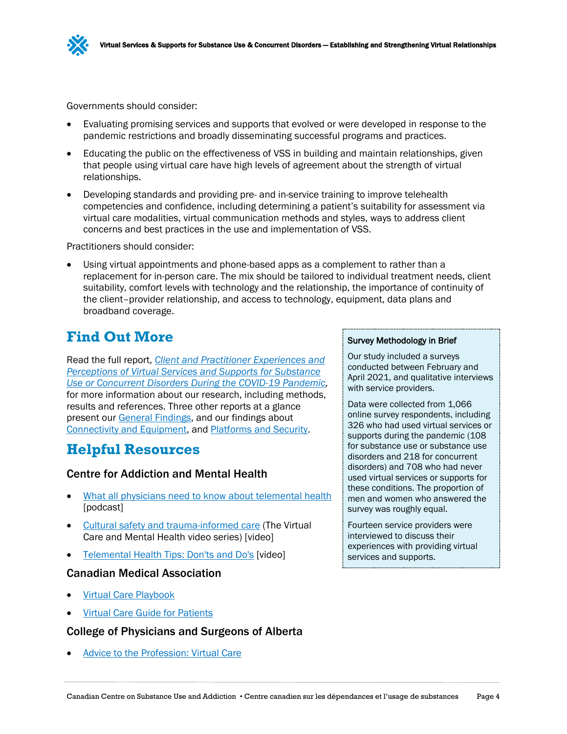Governments should consider:

- Evaluating promising services and supports that evolved or were developed in response to the pandemic restrictions and broadly disseminating successful programs and practices.
- Educating the public on the effectiveness of VSS in building and maintain relationships, given that people using virtual care have high levels of agreement about the strength of virtual relationships.
- Developing standards and providing pre- and in-service training to improve telehealth competencies and confidence, including determining a patient's suitability for assessment via virtual care modalities, virtual communication methods and styles, ways to address client concerns and best practices in the use and implementation of VSS.

Practitioners should consider:

- Using virtual appointments and phone-based apps as a complement to rather than a replacement for in-person care. The mix should be tailored to individual treatment needs, client suitability, comfort levels with technology and the relationship, the importance of continuity of the client–provider relationship, and access to technology, equipment, data plans and broadband coverage.

## Find Out More

Read the full report, *Client and Practitioner Experiences and Perceptions of Virtual Services and Supports for Substance Use or Concurrent Disorders During the COVID-19 Pandemic*, for more information about our research, including methods, results and references. Three other reports at a glance present our General Findings, and our findings about Connectivity and Equipment, and Platforms and Security.

## Helpful Resources

### Centre for Addiction and Mental Health

- What all physicians need to know about telemental health [podcast]
- Cultural safety and trauma-informed care (The Virtual Care and Mental Health video series) [video]
- Telemental Health Tips: Don'ts and Do's [video]

### Canadian Medical Association

- Virtual Care Playbook
- Virtual Care Guide for Patients

### College of Physicians and Surgeons of Alberta

- Advice to the Profession: Virtual Care

**Survey Methodology in Brief**

Our study included a surveys conducted between February and April 2021, and qualitative interviews with service providers.

Data were collected from 1,066 online survey respondents, including 326 who had used virtual services or supports during the pandemic (108 for substance use or substance use disorders and 218 for concurrent disorders) and 708 who had never used virtual services or supports for these conditions. The proportion of men and women who answered the survey was roughly equal.

Fourteen service providers were interviewed to discuss their experiences with providing virtual services and supports.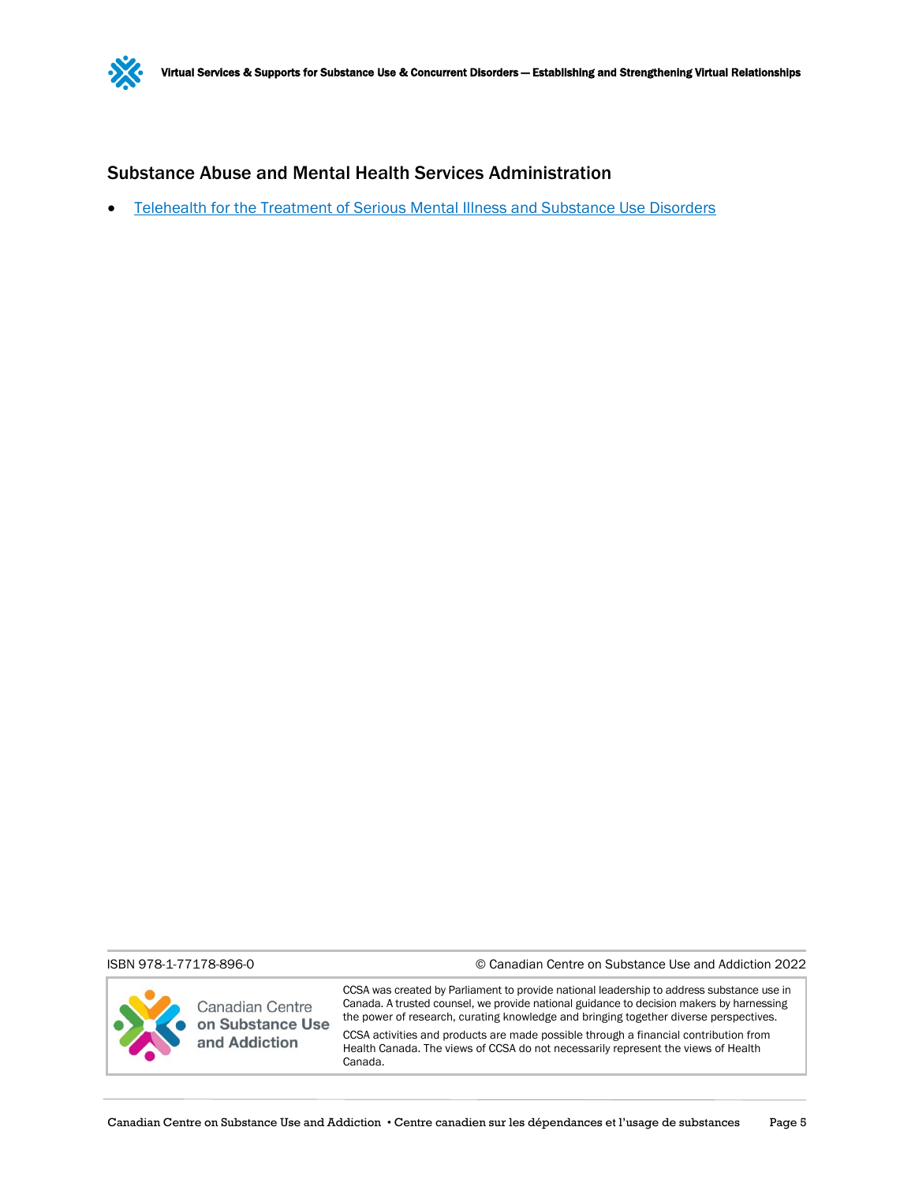## Substance Abuse and Mental Health Services Administration

- Telehealth for the Treatment of Serious Mental Illness and Substance Use Disorders

ISBN 978-1-77178-896-0

© Canadian Centre on Substance Use and Addiction 2022

Canadian Centre on Substance Use and Addiction

CCSA was created by Parliament to provide national leadership to address substance use in Canada. A trusted counsel, we provide national guidance to decision makers by harnessing the power of research, curating knowledge and bringing together diverse perspectives.

CCSA activities and products are made possible through a financial contribution from Health Canada. The views of CCSA do not necessarily represent the views of Health Canada.